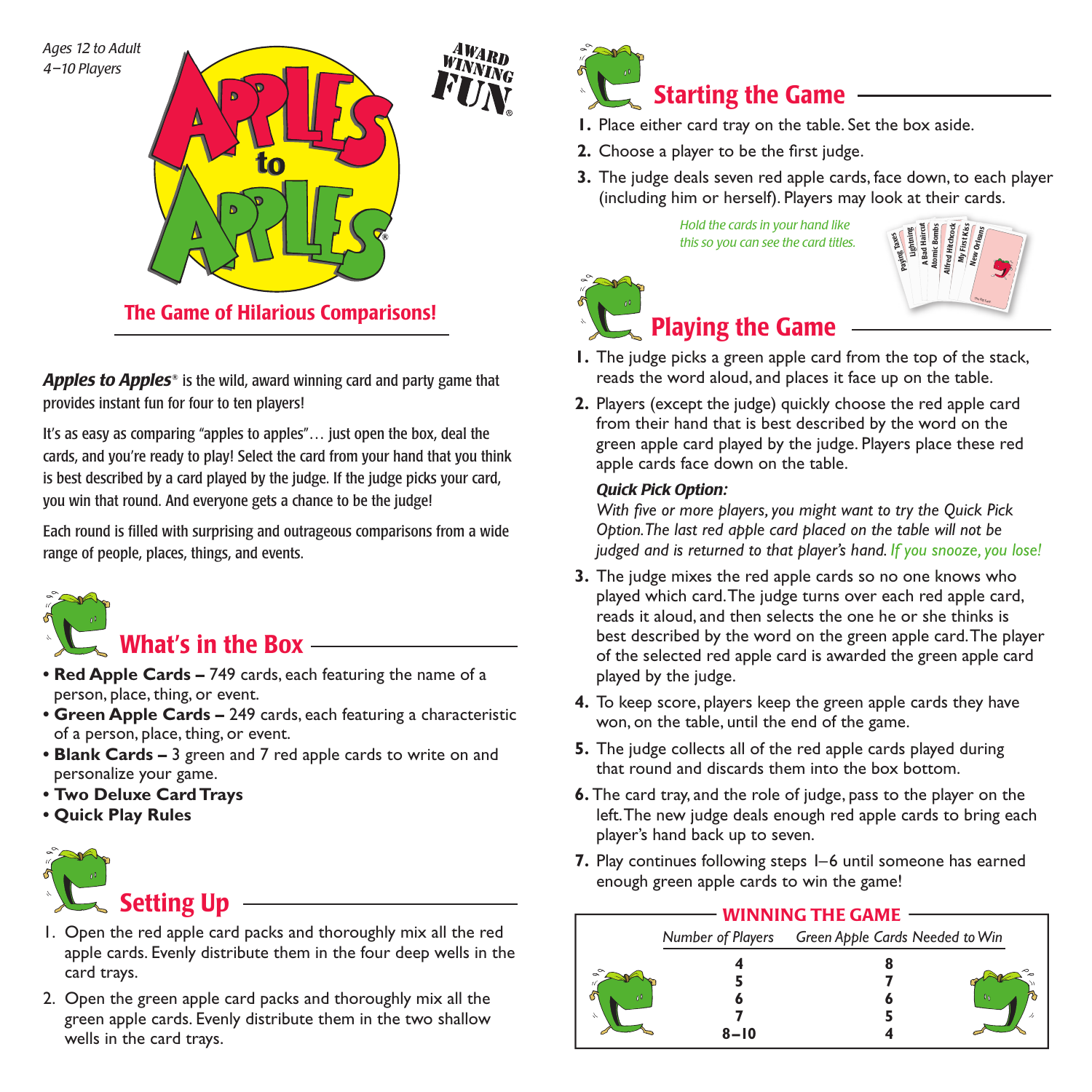Ages 12 to Adult
4–10 Players

# Apples to Apples®

AWARD WINNING FUN®

## The Game of Hilarious Comparisons!

***Apples to Apples***® is the wild, award winning card and party game that provides instant fun for four to ten players!

It's as easy as comparing "apples to apples"… just open the box, deal the cards, and you're ready to play! Select the card from your hand that you think is best described by a card played by the judge. If the judge picks your card, you win that round. And everyone gets a chance to be the judge!

Each round is filled with surprising and outrageous comparisons from a wide range of people, places, things, and events.

## What's in the Box

- **Red Apple Cards –** 749 cards, each featuring the name of a person, place, thing, or event.
- **Green Apple Cards –** 249 cards, each featuring a characteristic of a person, place, thing, or event.
- **Blank Cards –** 3 green and 7 red apple cards to write on and personalize your game.
- **Two Deluxe Card Trays**
- **Quick Play Rules**

## Setting Up

1. Open the red apple card packs and thoroughly mix all the red apple cards. Evenly distribute them in the four deep wells in the card trays.
2. Open the green apple card packs and thoroughly mix all the green apple cards. Evenly distribute them in the two shallow wells in the card trays.

## Starting the Game

1. Place either card tray on the table. Set the box aside.
2. Choose a player to be the first judge.
3. The judge deals seven red apple cards, face down, to each player (including him or herself). Players may look at their cards.

*Hold the cards in your hand like this so you can see the card titles.*

## Playing the Game

1. The judge picks a green apple card from the top of the stack, reads the word aloud, and places it face up on the table.
2. Players (except the judge) quickly choose the red apple card from their hand that is best described by the word on the green apple card played by the judge. Players place these red apple cards face down on the table.

   ***Quick Pick Option:***
   *With five or more players, you might want to try the Quick Pick Option. The last red apple card placed on the table will not be judged and is returned to that player's hand. If you snooze, you lose!*
3. The judge mixes the red apple cards so no one knows who played which card. The judge turns over each red apple card, reads it aloud, and then selects the one he or she thinks is best described by the word on the green apple card. The player of the selected red apple card is awarded the green apple card played by the judge.
4. To keep score, players keep the green apple cards they have won, on the table, until the end of the game.
5. The judge collects all of the red apple cards played during that round and discards them into the box bottom.
6. The card tray, and the role of judge, pass to the player on the left. The new judge deals enough red apple cards to bring each player's hand back up to seven.
7. Play continues following steps 1–6 until someone has earned enough green apple cards to win the game!

### WINNING THE GAME

| *Number of Players* | *Green Apple Cards Needed to Win* |
|---|---|
| **4** | **8** |
| **5** | **7** |
| **6** | **6** |
| **7** | **5** |
| **8–10** | **4** |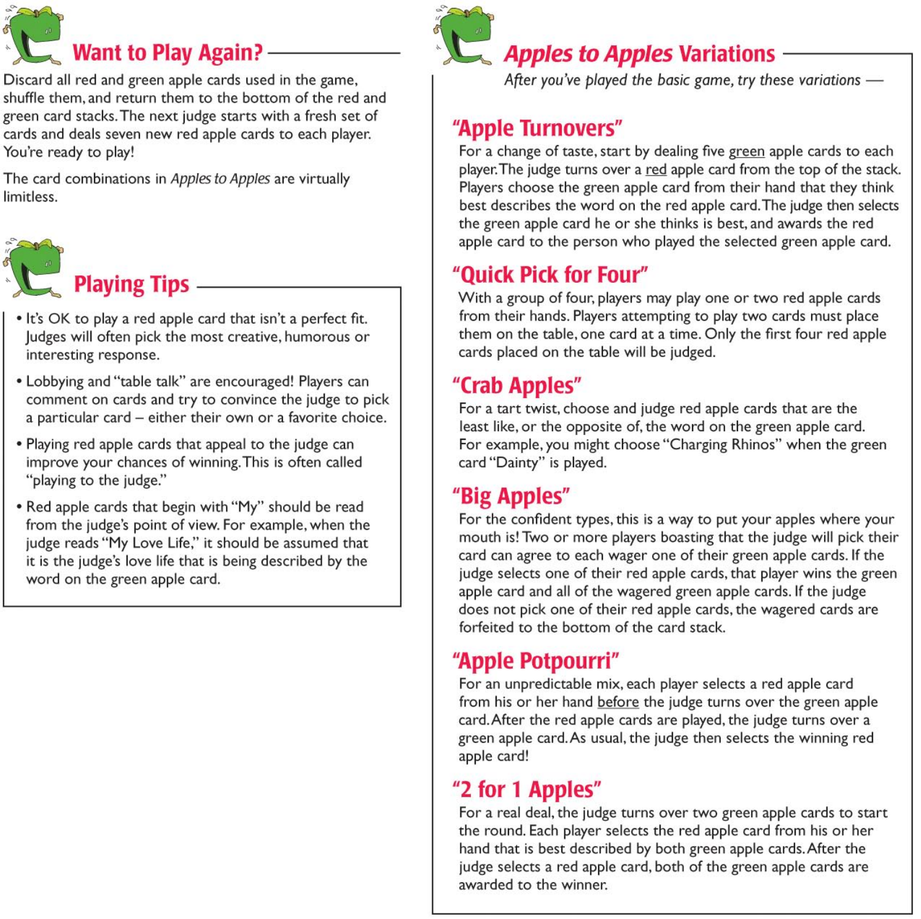## Want to Play Again?

Discard all red and green apple cards used in the game, shuffle them, and return them to the bottom of the red and green card stacks. The next judge starts with a fresh set of cards and deals seven new red apple cards to each player. You're ready to play!

The card combinations in *Apples to Apples* are virtually limitless.

## Playing Tips

- It's OK to play a red apple card that isn't a perfect fit. Judges will often pick the most creative, humorous or interesting response.
- Lobbying and "table talk" are encouraged! Players can comment on cards and try to convince the judge to pick a particular card – either their own or a favorite choice.
- Playing red apple cards that appeal to the judge can improve your chances of winning. This is often called "playing to the judge."
- Red apple cards that begin with "My" should be read from the judge's point of view. For example, when the judge reads "My Love Life," it should be assumed that it is the judge's love life that is being described by the word on the green apple card.

## *Apples to Apples* Variations

*After you've played the basic game, try these variations —*

### "Apple Turnovers"

For a change of taste, start by dealing five green apple cards to each player. The judge turns over a red apple card from the top of the stack. Players choose the green apple card from their hand that they think best describes the word on the red apple card. The judge then selects the green apple card he or she thinks is best, and awards the red apple card to the person who played the selected green apple card.

### "Quick Pick for Four"

With a group of four, players may play one or two red apple cards from their hands. Players attempting to play two cards must place them on the table, one card at a time. Only the first four red apple cards placed on the table will be judged.

### "Crab Apples"

For a tart twist, choose and judge red apple cards that are the least like, or the opposite of, the word on the green apple card. For example, you might choose "Charging Rhinos" when the green card "Dainty" is played.

### "Big Apples"

For the confident types, this is a way to put your apples where your mouth is! Two or more players boasting that the judge will pick their card can agree to each wager one of their green apple cards. If the judge selects one of their red apple cards, that player wins the green apple card and all of the wagered green apple cards. If the judge does not pick one of their red apple cards, the wagered cards are forfeited to the bottom of the card stack.

### "Apple Potpourri"

For an unpredictable mix, each player selects a red apple card from his or her hand before the judge turns over the green apple card. After the red apple cards are played, the judge turns over a green apple card. As usual, the judge then selects the winning red apple card!

### "2 for 1 Apples"

For a real deal, the judge turns over two green apple cards to start the round. Each player selects the red apple card from his or her hand that is best described by both green apple cards. After the judge selects a red apple card, both of the green apple cards are awarded to the winner.